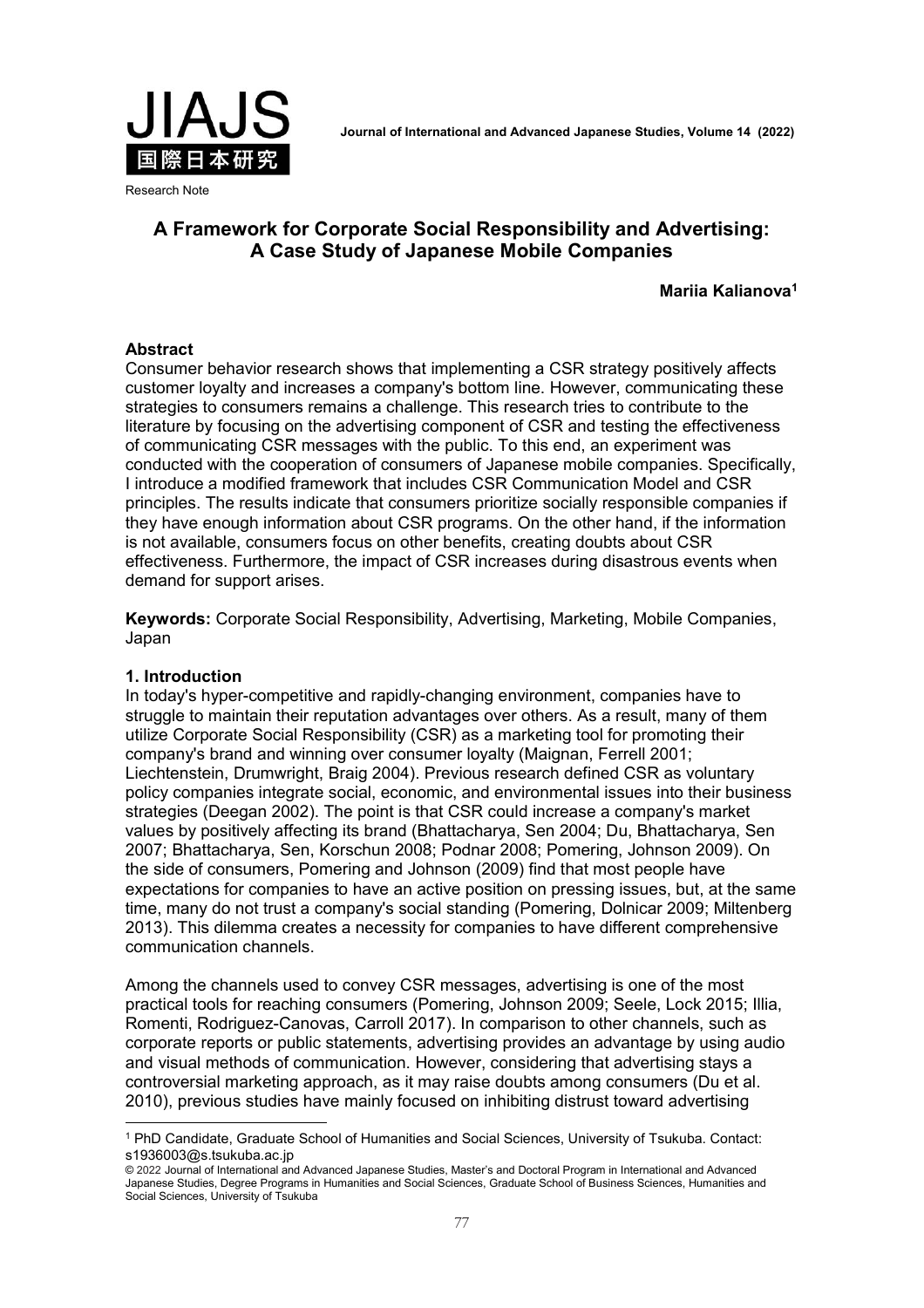Research Note

# A Framework for Corporate Social Responsibility and Advertising: A Case Study of Japanese Mobile Companies

**Mariia Kalianova[1]**

## Abstract

Consumer behavior research shows that implementing a CSR strategy positively affects customer loyalty and increases a company's bottom line. However, communicating these strategies to consumers remains a challenge. This research tries to contribute to the literature by focusing on the advertising component of CSR and testing the effectiveness of communicating CSR messages with the public. To this end, an experiment was conducted with the cooperation of consumers of Japanese mobile companies. Specifically, I introduce a modified framework that includes CSR Communication Model and CSR principles. The results indicate that consumers prioritize socially responsible companies if they have enough information about CSR programs. On the other hand, if the information is not available, consumers focus on other benefits, creating doubts about CSR effectiveness. Furthermore, the impact of CSR increases during disastrous events when demand for support arises.

**Keywords:** Corporate Social Responsibility, Advertising, Marketing, Mobile Companies, Japan

## 1. Introduction

In today's hyper-competitive and rapidly-changing environment, companies have to struggle to maintain their reputation advantages over others. As a result, many of them utilize Corporate Social Responsibility (CSR) as a marketing tool for promoting their company's brand and winning over consumer loyalty (Maignan, Ferrell 2001; Liechtenstein, Drumwright, Braig 2004). Previous research defined CSR as voluntary policy companies integrate social, economic, and environmental issues into their business strategies (Deegan 2002). The point is that CSR could increase a company's market values by positively affecting its brand (Bhattacharya, Sen 2004; Du, Bhattacharya, Sen 2007; Bhattacharya, Sen, Korschun 2008; Podnar 2008; Pomering, Johnson 2009). On the side of consumers, Pomering and Johnson (2009) find that most people have expectations for companies to have an active position on pressing issues, but, at the same time, many do not trust a company's social standing (Pomering, Dolnicar 2009; Miltenberg 2013). This dilemma creates a necessity for companies to have different comprehensive communication channels.

Among the channels used to convey CSR messages, advertising is one of the most practical tools for reaching consumers (Pomering, Johnson 2009; Seele, Lock 2015; Illia, Romenti, Rodriguez-Canovas, Carroll 2017). In comparison to other channels, such as corporate reports or public statements, advertising provides an advantage by using audio and visual methods of communication. However, considering that advertising stays a controversial marketing approach, as it may raise doubts among consumers (Du et al. 2010), previous studies have mainly focused on inhibiting distrust toward advertising

---

[1] PhD Candidate, Graduate School of Humanities and Social Sciences, University of Tsukuba. Contact: s1936003@s.tsukuba.ac.jp

© 2022 Journal of International and Advanced Japanese Studies, Master's and Doctoral Program in International and Advanced Japanese Studies, Degree Programs in Humanities and Social Sciences, Graduate School of Business Sciences, Humanities and Social Sciences, University of Tsukuba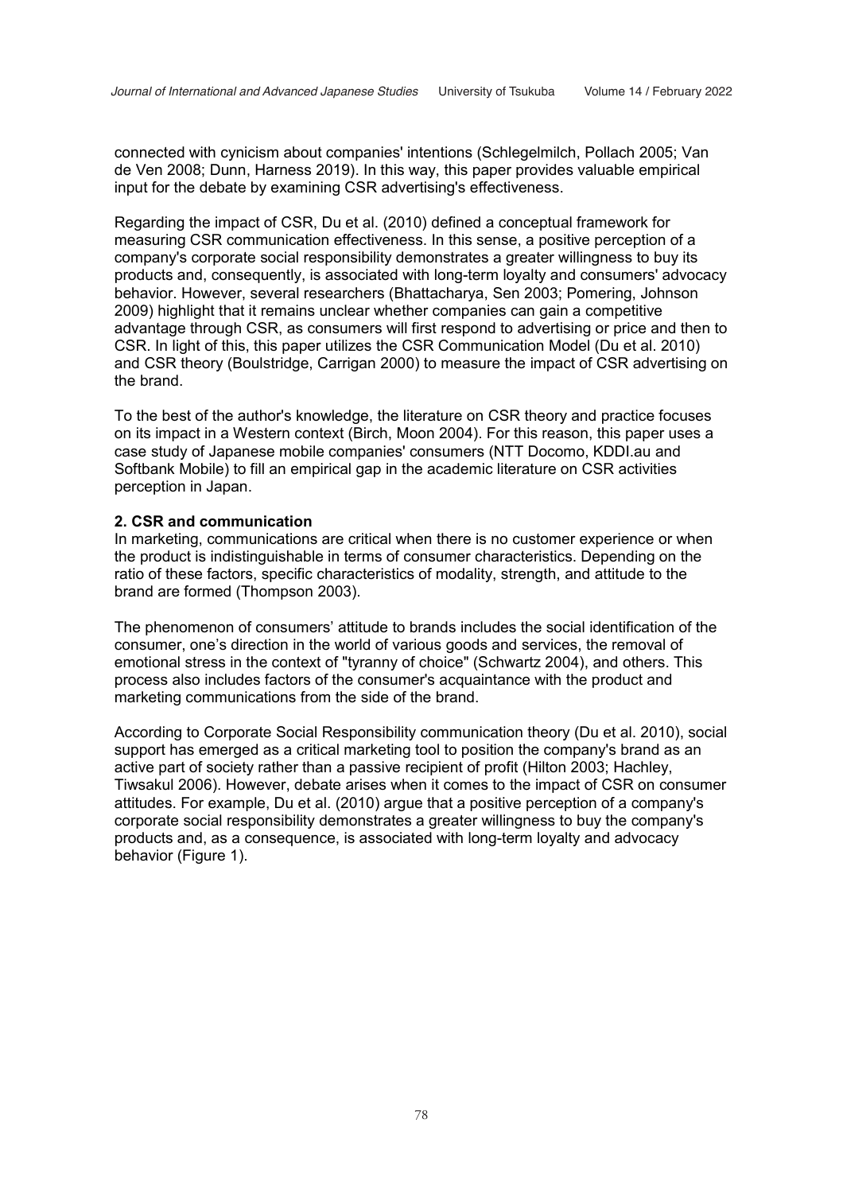connected with cynicism about companies' intentions (Schlegelmilch, Pollach 2005; Van de Ven 2008; Dunn, Harness 2019). In this way, this paper provides valuable empirical input for the debate by examining CSR advertising's effectiveness.

Regarding the impact of CSR, Du et al. (2010) defined a conceptual framework for measuring CSR communication effectiveness. In this sense, a positive perception of a company's corporate social responsibility demonstrates a greater willingness to buy its products and, consequently, is associated with long-term loyalty and consumers' advocacy behavior. However, several researchers (Bhattacharya, Sen 2003; Pomering, Johnson 2009) highlight that it remains unclear whether companies can gain a competitive advantage through CSR, as consumers will first respond to advertising or price and then to CSR. In light of this, this paper utilizes the CSR Communication Model (Du et al. 2010) and CSR theory (Boulstridge, Carrigan 2000) to measure the impact of CSR advertising on the brand.

To the best of the author's knowledge, the literature on CSR theory and practice focuses on its impact in a Western context (Birch, Moon 2004). For this reason, this paper uses a case study of Japanese mobile companies' consumers (NTT Docomo, KDDI.au and Softbank Mobile) to fill an empirical gap in the academic literature on CSR activities perception in Japan.

## 2. CSR and communication

In marketing, communications are critical when there is no customer experience or when the product is indistinguishable in terms of consumer characteristics. Depending on the ratio of these factors, specific characteristics of modality, strength, and attitude to the brand are formed (Thompson 2003).

The phenomenon of consumers' attitude to brands includes the social identification of the consumer, one's direction in the world of various goods and services, the removal of emotional stress in the context of "tyranny of choice" (Schwartz 2004), and others. This process also includes factors of the consumer's acquaintance with the product and marketing communications from the side of the brand.

According to Corporate Social Responsibility communication theory (Du et al. 2010), social support has emerged as a critical marketing tool to position the company's brand as an active part of society rather than a passive recipient of profit (Hilton 2003; Hachley, Tiwsakul 2006). However, debate arises when it comes to the impact of CSR on consumer attitudes. For example, Du et al. (2010) argue that a positive perception of a company's corporate social responsibility demonstrates a greater willingness to buy the company's products and, as a consequence, is associated with long-term loyalty and advocacy behavior (Figure 1).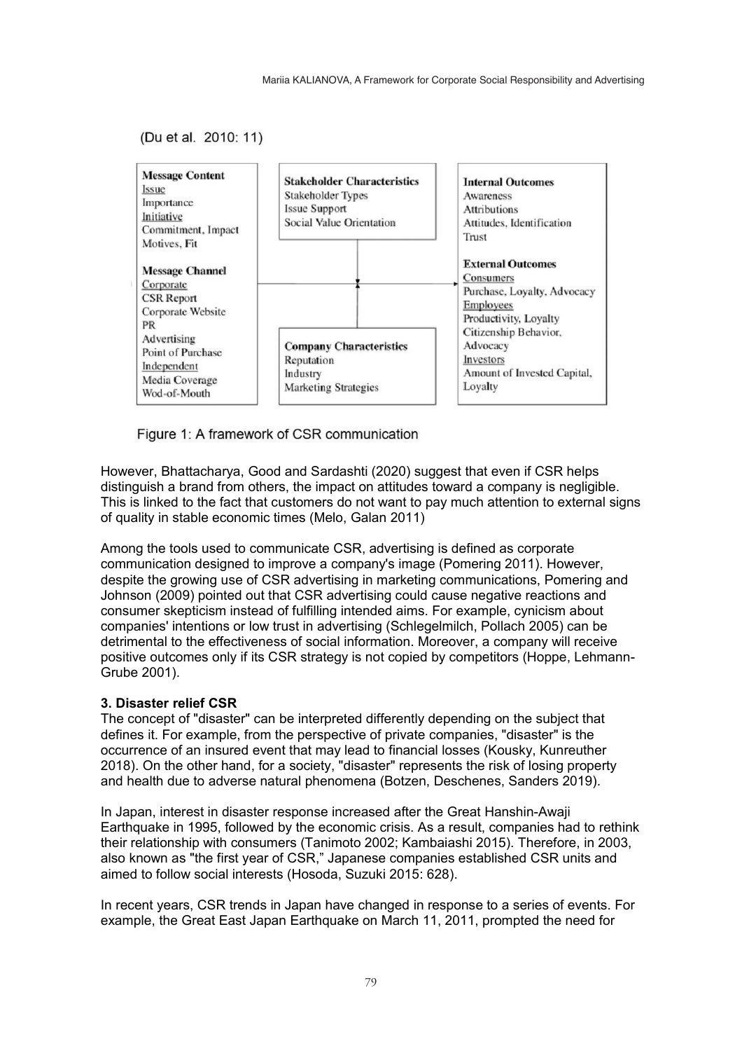(Du et al. 2010: 11)

| Message Content | Stakeholder Characteristics | Internal Outcomes |
|---|---|---|
| Issue<br>Importance<br>Initiative<br>Commitment, Impact<br>Motives, Fit | Stakeholder Types<br>Issue Support<br>Social Value Orientation | Awareness<br>Attributions<br>Attitudes, Identification<br>Trust |
| **Message Channel** | **Company Characteristics** | **External Outcomes** |
| Corporate<br>CSR Report<br>Corporate Website<br>PR<br>Advertising<br>Point of Purchase<br>Independent<br>Media Coverage<br>Wod-of-Mouth | Reputation<br>Industry<br>Marketing Strategies | Consumers<br>Purchase, Loyalty, Advocacy<br>Employees<br>Productivity, Loyalty<br>Citizenship Behavior,<br>Advocacy<br>Investors<br>Amount of Invested Capital,<br>Loyalty |

Figure 1: A framework of CSR communication

However, Bhattacharya, Good and Sardashti (2020) suggest that even if CSR helps distinguish a brand from others, the impact on attitudes toward a company is negligible. This is linked to the fact that customers do not want to pay much attention to external signs of quality in stable economic times (Melo, Galan 2011)

Among the tools used to communicate CSR, advertising is defined as corporate communication designed to improve a company's image (Pomering 2011). However, despite the growing use of CSR advertising in marketing communications, Pomering and Johnson (2009) pointed out that CSR advertising could cause negative reactions and consumer skepticism instead of fulfilling intended aims. For example, cynicism about companies' intentions or low trust in advertising (Schlegelmilch, Pollach 2005) can be detrimental to the effectiveness of social information. Moreover, a company will receive positive outcomes only if its CSR strategy is not copied by competitors (Hoppe, Lehmann-Grube 2001).

### 3. Disaster relief CSR

The concept of "disaster" can be interpreted differently depending on the subject that defines it. For example, from the perspective of private companies, "disaster" is the occurrence of an insured event that may lead to financial losses (Kousky, Kunreuther 2018). On the other hand, for a society, "disaster" represents the risk of losing property and health due to adverse natural phenomena (Botzen, Deschenes, Sanders 2019).

In Japan, interest in disaster response increased after the Great Hanshin-Awaji Earthquake in 1995, followed by the economic crisis. As a result, companies had to rethink their relationship with consumers (Tanimoto 2002; Kambaiashi 2015). Therefore, in 2003, also known as "the first year of CSR," Japanese companies established CSR units and aimed to follow social interests (Hosoda, Suzuki 2015: 628).

In recent years, CSR trends in Japan have changed in response to a series of events. For example, the Great East Japan Earthquake on March 11, 2011, prompted the need for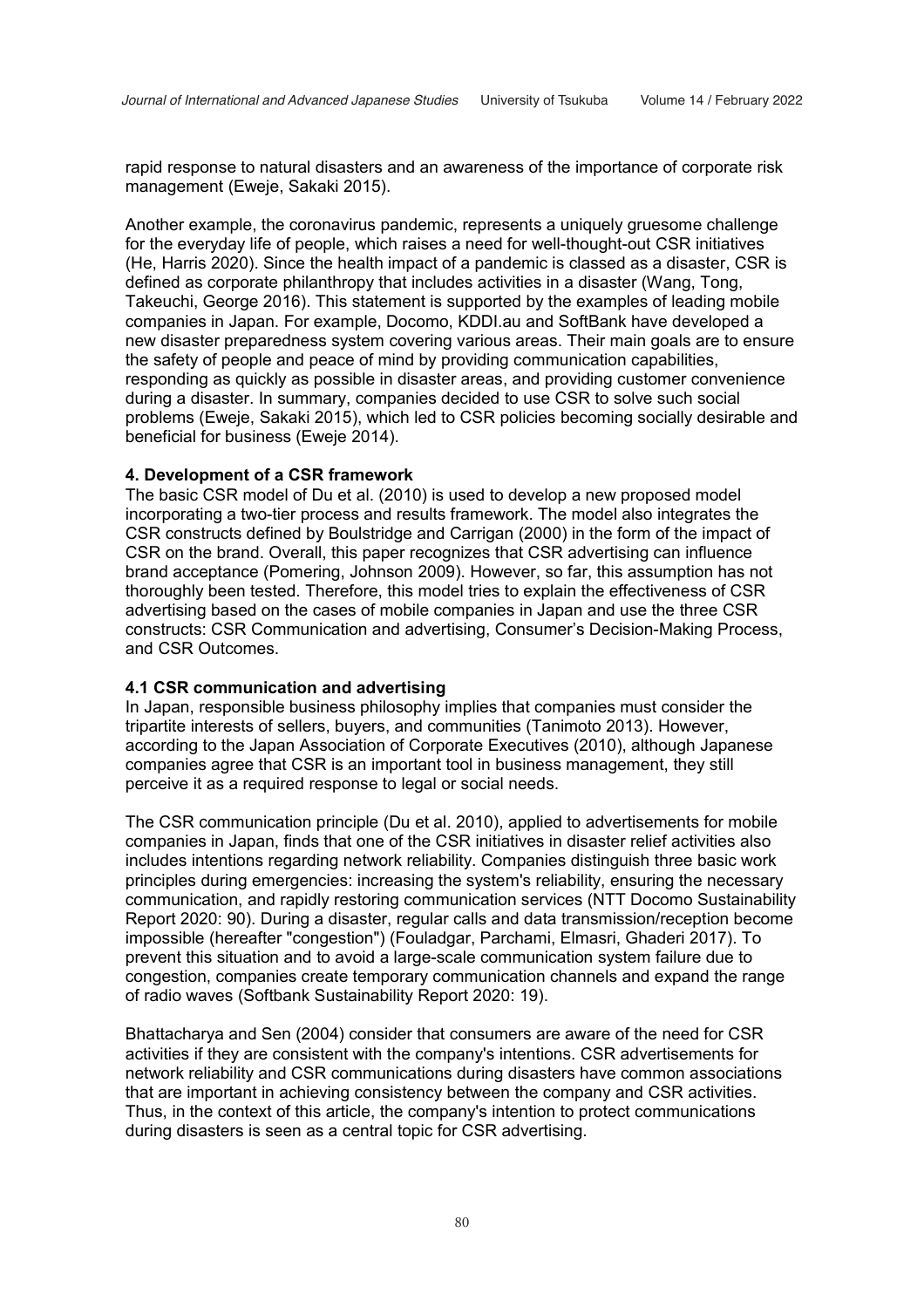rapid response to natural disasters and an awareness of the importance of corporate risk management (Eweje, Sakaki 2015).

Another example, the coronavirus pandemic, represents a uniquely gruesome challenge for the everyday life of people, which raises a need for well-thought-out CSR initiatives (He, Harris 2020). Since the health impact of a pandemic is classed as a disaster, CSR is defined as corporate philanthropy that includes activities in a disaster (Wang, Tong, Takeuchi, George 2016). This statement is supported by the examples of leading mobile companies in Japan. For example, Docomo, KDDI.au and SoftBank have developed a new disaster preparedness system covering various areas. Their main goals are to ensure the safety of people and peace of mind by providing communication capabilities, responding as quickly as possible in disaster areas, and providing customer convenience during a disaster. In summary, companies decided to use CSR to solve such social problems (Eweje, Sakaki 2015), which led to CSR policies becoming socially desirable and beneficial for business (Eweje 2014).

### 4. Development of a CSR framework

The basic CSR model of Du et al. (2010) is used to develop a new proposed model incorporating a two-tier process and results framework. The model also integrates the CSR constructs defined by Boulstridge and Carrigan (2000) in the form of the impact of CSR on the brand. Overall, this paper recognizes that CSR advertising can influence brand acceptance (Pomering, Johnson 2009). However, so far, this assumption has not thoroughly been tested. Therefore, this model tries to explain the effectiveness of CSR advertising based on the cases of mobile companies in Japan and use the three CSR constructs: CSR Communication and advertising, Consumer's Decision-Making Process, and CSR Outcomes.

#### 4.1 CSR communication and advertising

In Japan, responsible business philosophy implies that companies must consider the tripartite interests of sellers, buyers, and communities (Tanimoto 2013). However, according to the Japan Association of Corporate Executives (2010), although Japanese companies agree that CSR is an important tool in business management, they still perceive it as a required response to legal or social needs.

The CSR communication principle (Du et al. 2010), applied to advertisements for mobile companies in Japan, finds that one of the CSR initiatives in disaster relief activities also includes intentions regarding network reliability. Companies distinguish three basic work principles during emergencies: increasing the system's reliability, ensuring the necessary communication, and rapidly restoring communication services (NTT Docomo Sustainability Report 2020: 90). During a disaster, regular calls and data transmission/reception become impossible (hereafter "congestion") (Fouladgar, Parchami, Elmasri, Ghaderi 2017). To prevent this situation and to avoid a large-scale communication system failure due to congestion, companies create temporary communication channels and expand the range of radio waves (Softbank Sustainability Report 2020: 19).

Bhattacharya and Sen (2004) consider that consumers are aware of the need for CSR activities if they are consistent with the company's intentions. CSR advertisements for network reliability and CSR communications during disasters have common associations that are important in achieving consistency between the company and CSR activities. Thus, in the context of this article, the company's intention to protect communications during disasters is seen as a central topic for CSR advertising.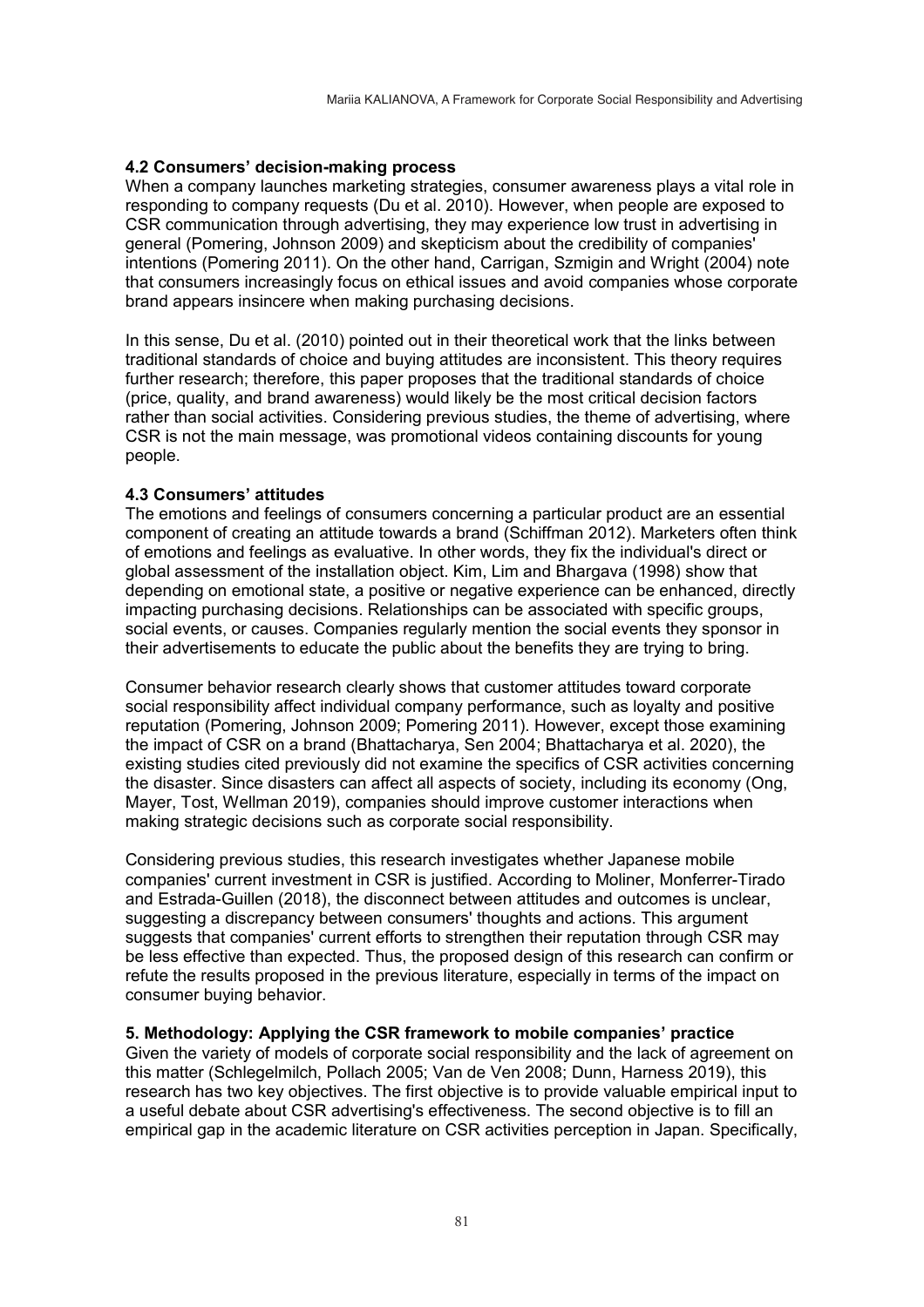### 4.2 Consumers' decision-making process

When a company launches marketing strategies, consumer awareness plays a vital role in responding to company requests (Du et al. 2010). However, when people are exposed to CSR communication through advertising, they may experience low trust in advertising in general (Pomering, Johnson 2009) and skepticism about the credibility of companies' intentions (Pomering 2011). On the other hand, Carrigan, Szmigin and Wright (2004) note that consumers increasingly focus on ethical issues and avoid companies whose corporate brand appears insincere when making purchasing decisions.

In this sense, Du et al. (2010) pointed out in their theoretical work that the links between traditional standards of choice and buying attitudes are inconsistent. This theory requires further research; therefore, this paper proposes that the traditional standards of choice (price, quality, and brand awareness) would likely be the most critical decision factors rather than social activities. Considering previous studies, the theme of advertising, where CSR is not the main message, was promotional videos containing discounts for young people.

### 4.3 Consumers' attitudes

The emotions and feelings of consumers concerning a particular product are an essential component of creating an attitude towards a brand (Schiffman 2012). Marketers often think of emotions and feelings as evaluative. In other words, they fix the individual's direct or global assessment of the installation object. Kim, Lim and Bhargava (1998) show that depending on emotional state, a positive or negative experience can be enhanced, directly impacting purchasing decisions. Relationships can be associated with specific groups, social events, or causes. Companies regularly mention the social events they sponsor in their advertisements to educate the public about the benefits they are trying to bring.

Consumer behavior research clearly shows that customer attitudes toward corporate social responsibility affect individual company performance, such as loyalty and positive reputation (Pomering, Johnson 2009; Pomering 2011). However, except those examining the impact of CSR on a brand (Bhattacharya, Sen 2004; Bhattacharya et al. 2020), the existing studies cited previously did not examine the specifics of CSR activities concerning the disaster. Since disasters can affect all aspects of society, including its economy (Ong, Mayer, Tost, Wellman 2019), companies should improve customer interactions when making strategic decisions such as corporate social responsibility.

Considering previous studies, this research investigates whether Japanese mobile companies' current investment in CSR is justified. According to Moliner, Monferrer-Tirado and Estrada-Guillen (2018), the disconnect between attitudes and outcomes is unclear, suggesting a discrepancy between consumers' thoughts and actions. This argument suggests that companies' current efforts to strengthen their reputation through CSR may be less effective than expected. Thus, the proposed design of this research can confirm or refute the results proposed in the previous literature, especially in terms of the impact on consumer buying behavior.

## 5. Methodology: Applying the CSR framework to mobile companies' practice

Given the variety of models of corporate social responsibility and the lack of agreement on this matter (Schlegelmilch, Pollach 2005; Van de Ven 2008; Dunn, Harness 2019), this research has two key objectives. The first objective is to provide valuable empirical input to a useful debate about CSR advertising's effectiveness. The second objective is to fill an empirical gap in the academic literature on CSR activities perception in Japan. Specifically,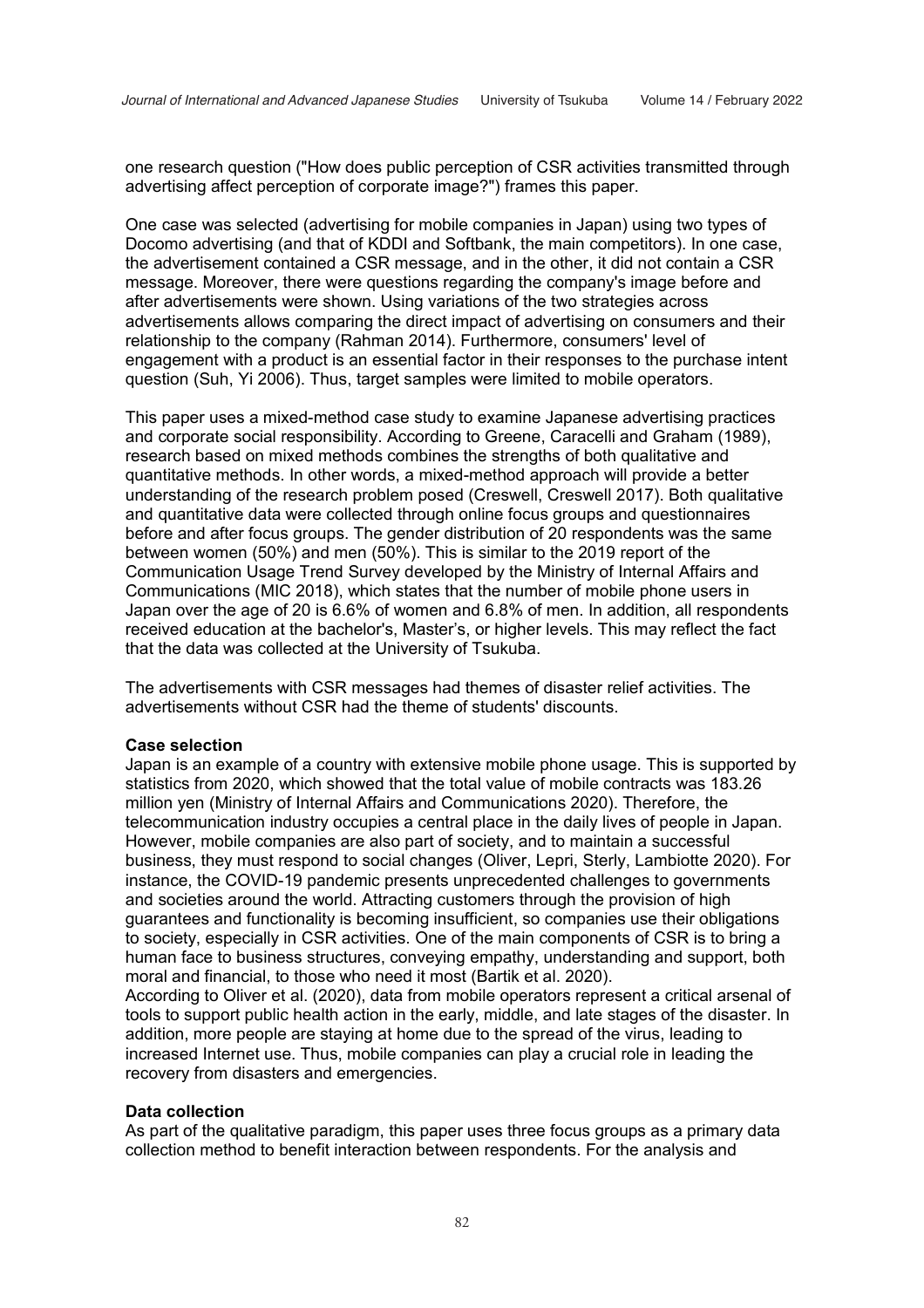one research question ("How does public perception of CSR activities transmitted through advertising affect perception of corporate image?") frames this paper.

One case was selected (advertising for mobile companies in Japan) using two types of Docomo advertising (and that of KDDI and Softbank, the main competitors). In one case, the advertisement contained a CSR message, and in the other, it did not contain a CSR message. Moreover, there were questions regarding the company's image before and after advertisements were shown. Using variations of the two strategies across advertisements allows comparing the direct impact of advertising on consumers and their relationship to the company (Rahman 2014). Furthermore, consumers' level of engagement with a product is an essential factor in their responses to the purchase intent question (Suh, Yi 2006). Thus, target samples were limited to mobile operators.

This paper uses a mixed-method case study to examine Japanese advertising practices and corporate social responsibility. According to Greene, Caracelli and Graham (1989), research based on mixed methods combines the strengths of both qualitative and quantitative methods. In other words, a mixed-method approach will provide a better understanding of the research problem posed (Creswell, Creswell 2017). Both qualitative and quantitative data were collected through online focus groups and questionnaires before and after focus groups. The gender distribution of 20 respondents was the same between women (50%) and men (50%). This is similar to the 2019 report of the Communication Usage Trend Survey developed by the Ministry of Internal Affairs and Communications (MIC 2018), which states that the number of mobile phone users in Japan over the age of 20 is 6.6% of women and 6.8% of men. In addition, all respondents received education at the bachelor's, Master's, or higher levels. This may reflect the fact that the data was collected at the University of Tsukuba.

The advertisements with CSR messages had themes of disaster relief activities. The advertisements without CSR had the theme of students' discounts.

**Case selection**

Japan is an example of a country with extensive mobile phone usage. This is supported by statistics from 2020, which showed that the total value of mobile contracts was 183.26 million yen (Ministry of Internal Affairs and Communications 2020). Therefore, the telecommunication industry occupies a central place in the daily lives of people in Japan. However, mobile companies are also part of society, and to maintain a successful business, they must respond to social changes (Oliver, Lepri, Sterly, Lambiotte 2020). For instance, the COVID-19 pandemic presents unprecedented challenges to governments and societies around the world. Attracting customers through the provision of high guarantees and functionality is becoming insufficient, so companies use their obligations to society, especially in CSR activities. One of the main components of CSR is to bring a human face to business structures, conveying empathy, understanding and support, both moral and financial, to those who need it most (Bartik et al. 2020).

According to Oliver et al. (2020), data from mobile operators represent a critical arsenal of tools to support public health action in the early, middle, and late stages of the disaster. In addition, more people are staying at home due to the spread of the virus, leading to increased Internet use. Thus, mobile companies can play a crucial role in leading the recovery from disasters and emergencies.

**Data collection**

As part of the qualitative paradigm, this paper uses three focus groups as a primary data collection method to benefit interaction between respondents. For the analysis and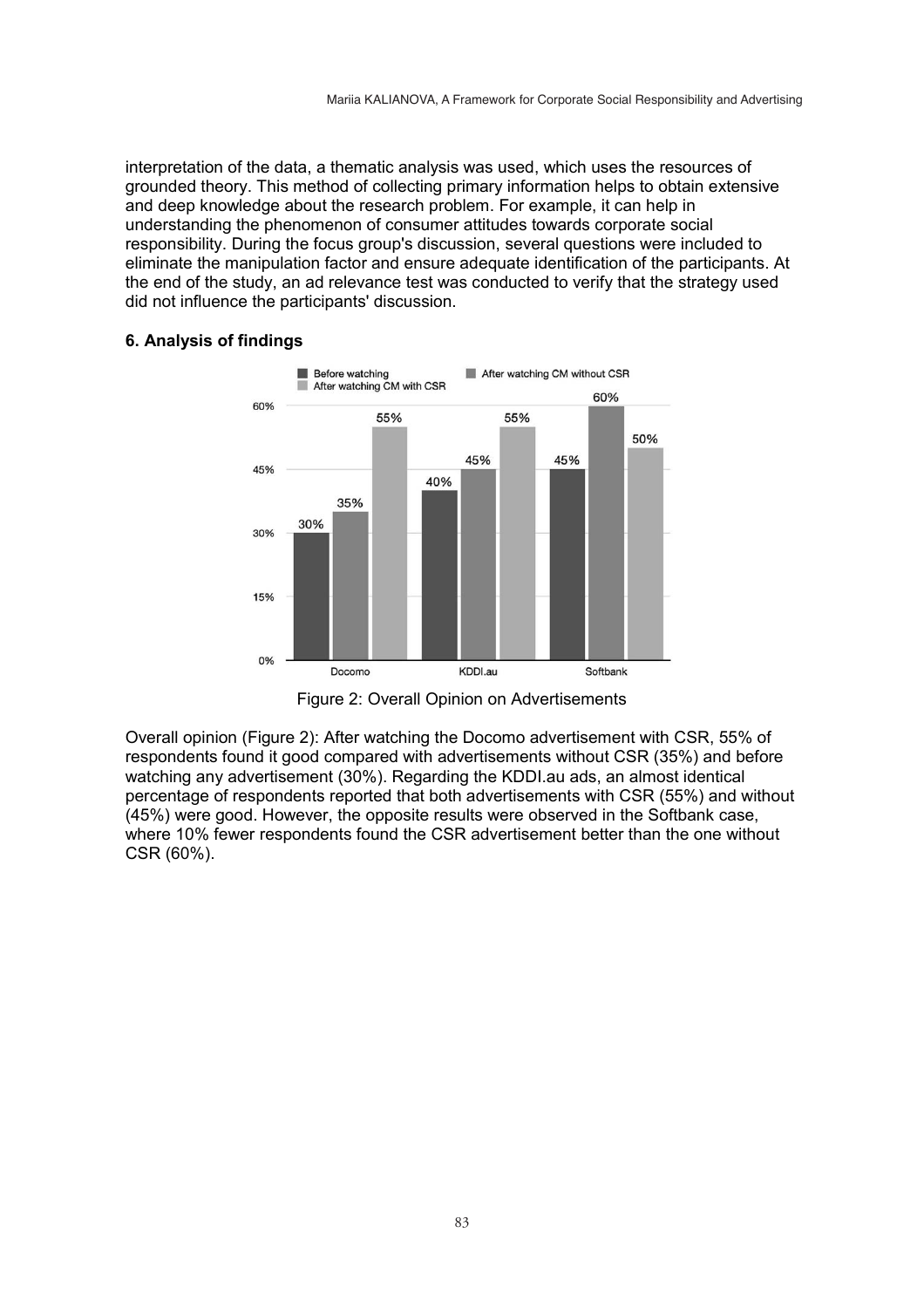interpretation of the data, a thematic analysis was used, which uses the resources of grounded theory. This method of collecting primary information helps to obtain extensive and deep knowledge about the research problem. For example, it can help in understanding the phenomenon of consumer attitudes towards corporate social responsibility. During the focus group's discussion, several questions were included to eliminate the manipulation factor and ensure adequate identification of the participants. At the end of the study, an ad relevance test was conducted to verify that the strategy used did not influence the participants' discussion.

## 6. Analysis of findings

| | Before watching | After watching CM without CSR | After watching CM with CSR |
|---|---|---|---|
| Docomo | 30% | 35% | 55% |
| KDDI.au | 40% | 45% | 55% |
| Softbank | 45% | 60% | 50% |

Figure 2: Overall Opinion on Advertisements

Overall opinion (Figure 2): After watching the Docomo advertisement with CSR, 55% of respondents found it good compared with advertisements without CSR (35%) and before watching any advertisement (30%). Regarding the KDDI.au ads, an almost identical percentage of respondents reported that both advertisements with CSR (55%) and without (45%) were good. However, the opposite results were observed in the Softbank case, where 10% fewer respondents found the CSR advertisement better than the one without CSR (60%).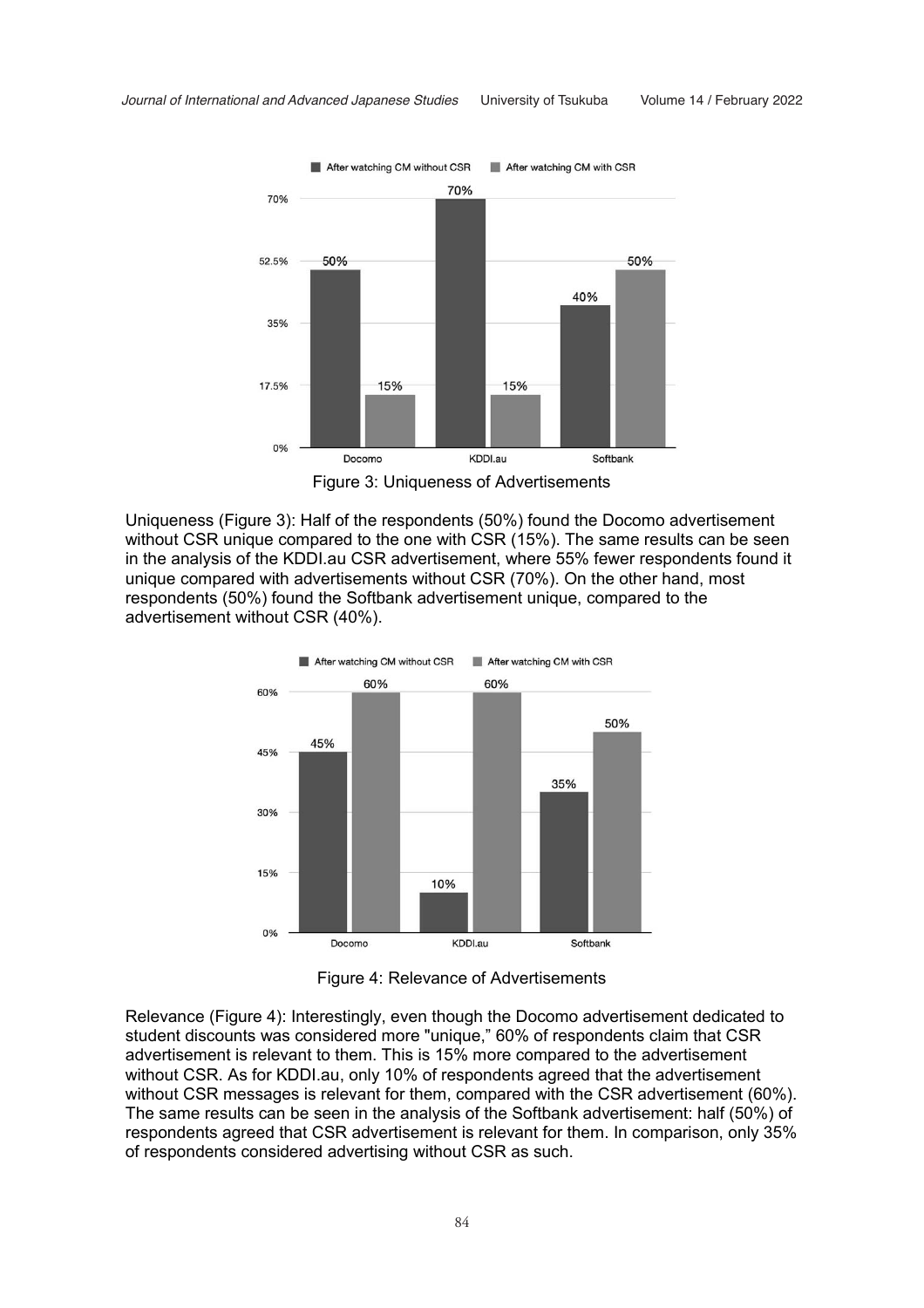Figure 3: Uniqueness of Advertisements

Uniqueness (Figure 3): Half of the respondents (50%) found the Docomo advertisement without CSR unique compared to the one with CSR (15%). The same results can be seen in the analysis of the KDDI.au CSR advertisement, where 55% fewer respondents found it unique compared with advertisements without CSR (70%). On the other hand, most respondents (50%) found the Softbank advertisement unique, compared to the advertisement without CSR (40%).

Figure 4: Relevance of Advertisements

Relevance (Figure 4): Interestingly, even though the Docomo advertisement dedicated to student discounts was considered more "unique," 60% of respondents claim that CSR advertisement is relevant to them. This is 15% more compared to the advertisement without CSR. As for KDDI.au, only 10% of respondents agreed that the advertisement without CSR messages is relevant for them, compared with the CSR advertisement (60%). The same results can be seen in the analysis of the Softbank advertisement: half (50%) of respondents agreed that CSR advertisement is relevant for them. In comparison, only 35% of respondents considered advertising without CSR as such.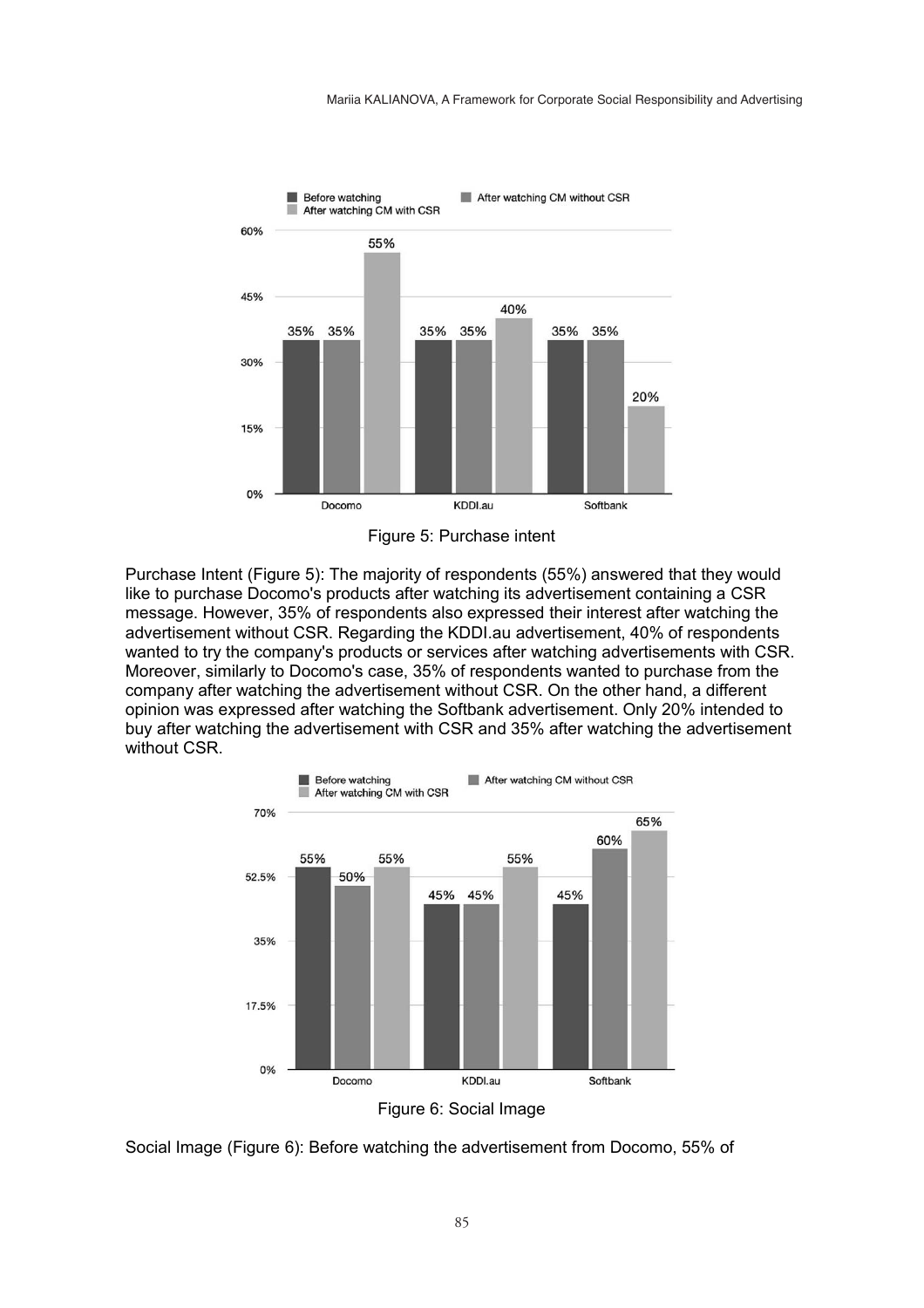Figure 5: Purchase intent

Purchase Intent (Figure 5): The majority of respondents (55%) answered that they would like to purchase Docomo's products after watching its advertisement containing a CSR message. However, 35% of respondents also expressed their interest after watching the advertisement without CSR. Regarding the KDDI.au advertisement, 40% of respondents wanted to try the company's products or services after watching advertisements with CSR. Moreover, similarly to Docomo's case, 35% of respondents wanted to purchase from the company after watching the advertisement without CSR. On the other hand, a different opinion was expressed after watching the Softbank advertisement. Only 20% intended to buy after watching the advertisement with CSR and 35% after watching the advertisement without CSR.

Figure 6: Social Image

Social Image (Figure 6): Before watching the advertisement from Docomo, 55% of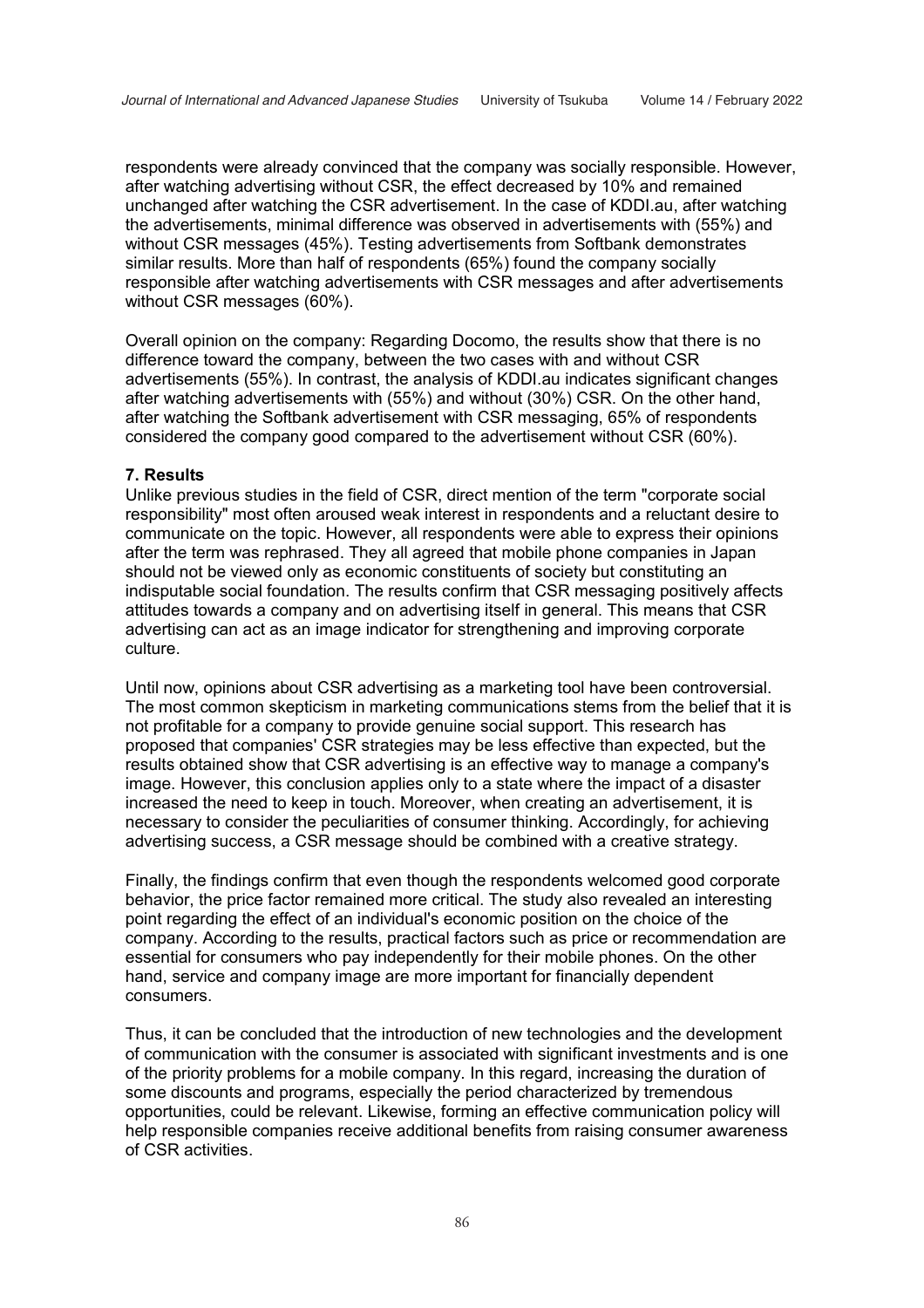respondents were already convinced that the company was socially responsible. However, after watching advertising without CSR, the effect decreased by 10% and remained unchanged after watching the CSR advertisement. In the case of KDDI.au, after watching the advertisements, minimal difference was observed in advertisements with (55%) and without CSR messages (45%). Testing advertisements from Softbank demonstrates similar results. More than half of respondents (65%) found the company socially responsible after watching advertisements with CSR messages and after advertisements without CSR messages (60%).

Overall opinion on the company: Regarding Docomo, the results show that there is no difference toward the company, between the two cases with and without CSR advertisements (55%). In contrast, the analysis of KDDI.au indicates significant changes after watching advertisements with (55%) and without (30%) CSR. On the other hand, after watching the Softbank advertisement with CSR messaging, 65% of respondents considered the company good compared to the advertisement without CSR (60%).

### 7. Results

Unlike previous studies in the field of CSR, direct mention of the term "corporate social responsibility" most often aroused weak interest in respondents and a reluctant desire to communicate on the topic. However, all respondents were able to express their opinions after the term was rephrased. They all agreed that mobile phone companies in Japan should not be viewed only as economic constituents of society but constituting an indisputable social foundation. The results confirm that CSR messaging positively affects attitudes towards a company and on advertising itself in general. This means that CSR advertising can act as an image indicator for strengthening and improving corporate culture.

Until now, opinions about CSR advertising as a marketing tool have been controversial. The most common skepticism in marketing communications stems from the belief that it is not profitable for a company to provide genuine social support. This research has proposed that companies' CSR strategies may be less effective than expected, but the results obtained show that CSR advertising is an effective way to manage a company's image. However, this conclusion applies only to a state where the impact of a disaster increased the need to keep in touch. Moreover, when creating an advertisement, it is necessary to consider the peculiarities of consumer thinking. Accordingly, for achieving advertising success, a CSR message should be combined with a creative strategy.

Finally, the findings confirm that even though the respondents welcomed good corporate behavior, the price factor remained more critical. The study also revealed an interesting point regarding the effect of an individual's economic position on the choice of the company. According to the results, practical factors such as price or recommendation are essential for consumers who pay independently for their mobile phones. On the other hand, service and company image are more important for financially dependent consumers.

Thus, it can be concluded that the introduction of new technologies and the development of communication with the consumer is associated with significant investments and is one of the priority problems for a mobile company. In this regard, increasing the duration of some discounts and programs, especially the period characterized by tremendous opportunities, could be relevant. Likewise, forming an effective communication policy will help responsible companies receive additional benefits from raising consumer awareness of CSR activities.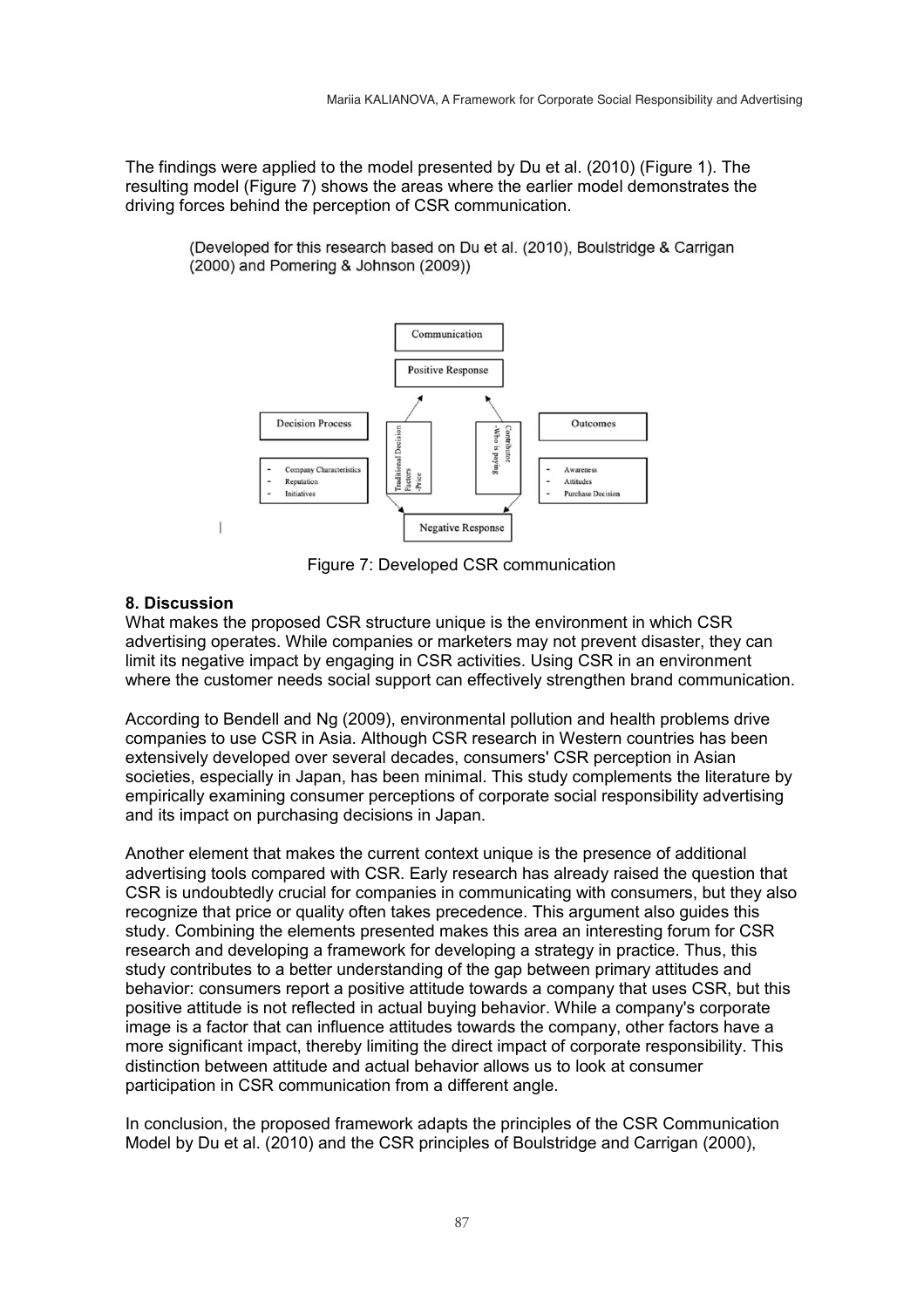The findings were applied to the model presented by Du et al. (2010) (Figure 1). The resulting model (Figure 7) shows the areas where the earlier model demonstrates the driving forces behind the perception of CSR communication.

(Developed for this research based on Du et al. (2010), Boulstridge & Carrigan (2000) and Pomering & Johnson (2009))

Figure 7: Developed CSR communication

### 8. Discussion

What makes the proposed CSR structure unique is the environment in which CSR advertising operates. While companies or marketers may not prevent disaster, they can limit its negative impact by engaging in CSR activities. Using CSR in an environment where the customer needs social support can effectively strengthen brand communication.

According to Bendell and Ng (2009), environmental pollution and health problems drive companies to use CSR in Asia. Although CSR research in Western countries has been extensively developed over several decades, consumers' CSR perception in Asian societies, especially in Japan, has been minimal. This study complements the literature by empirically examining consumer perceptions of corporate social responsibility advertising and its impact on purchasing decisions in Japan.

Another element that makes the current context unique is the presence of additional advertising tools compared with CSR. Early research has already raised the question that CSR is undoubtedly crucial for companies in communicating with consumers, but they also recognize that price or quality often takes precedence. This argument also guides this study. Combining the elements presented makes this area an interesting forum for CSR research and developing a framework for developing a strategy in practice. Thus, this study contributes to a better understanding of the gap between primary attitudes and behavior: consumers report a positive attitude towards a company that uses CSR, but this positive attitude is not reflected in actual buying behavior. While a company's corporate image is a factor that can influence attitudes towards the company, other factors have a more significant impact, thereby limiting the direct impact of corporate responsibility. This distinction between attitude and actual behavior allows us to look at consumer participation in CSR communication from a different angle.

In conclusion, the proposed framework adapts the principles of the CSR Communication Model by Du et al. (2010) and the CSR principles of Boulstridge and Carrigan (2000),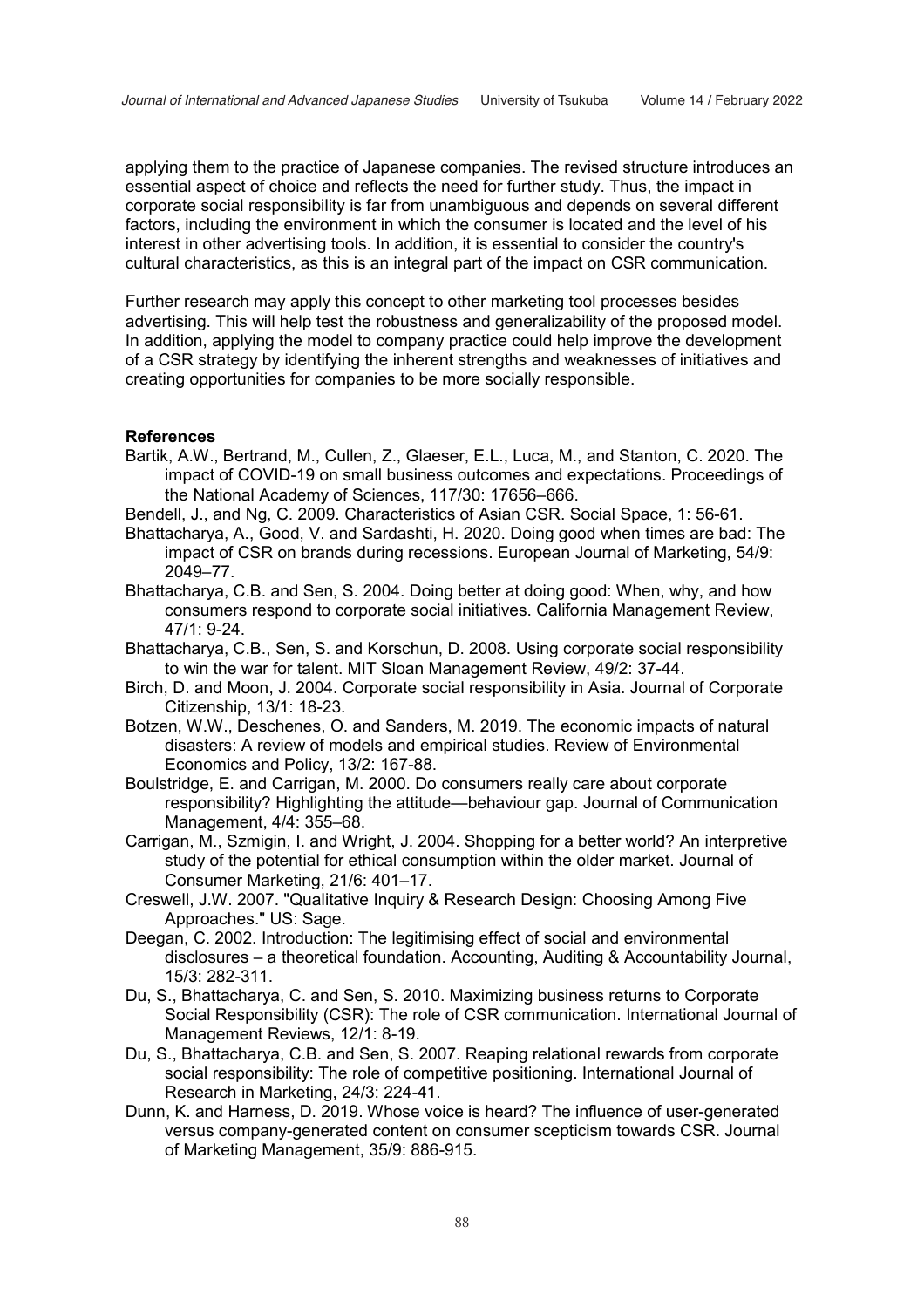applying them to the practice of Japanese companies. The revised structure introduces an essential aspect of choice and reflects the need for further study. Thus, the impact in corporate social responsibility is far from unambiguous and depends on several different factors, including the environment in which the consumer is located and the level of his interest in other advertising tools. In addition, it is essential to consider the country's cultural characteristics, as this is an integral part of the impact on CSR communication.

Further research may apply this concept to other marketing tool processes besides advertising. This will help test the robustness and generalizability of the proposed model. In addition, applying the model to company practice could help improve the development of a CSR strategy by identifying the inherent strengths and weaknesses of initiatives and creating opportunities for companies to be more socially responsible.

**References**

Bartik, A.W., Bertrand, M., Cullen, Z., Glaeser, E.L., Luca, M., and Stanton, C. 2020. The impact of COVID-19 on small business outcomes and expectations. Proceedings of the National Academy of Sciences, 117/30: 17656–666.

Bendell, J., and Ng, C. 2009. Characteristics of Asian CSR. Social Space, 1: 56-61.

Bhattacharya, A., Good, V. and Sardashti, H. 2020. Doing good when times are bad: The impact of CSR on brands during recessions. European Journal of Marketing, 54/9: 2049–77.

Bhattacharya, C.B. and Sen, S. 2004. Doing better at doing good: When, why, and how consumers respond to corporate social initiatives. California Management Review, 47/1: 9-24.

Bhattacharya, C.B., Sen, S. and Korschun, D. 2008. Using corporate social responsibility to win the war for talent. MIT Sloan Management Review, 49/2: 37-44.

Birch, D. and Moon, J. 2004. Corporate social responsibility in Asia. Journal of Corporate Citizenship, 13/1: 18-23.

Botzen, W.W., Deschenes, O. and Sanders, M. 2019. The economic impacts of natural disasters: A review of models and empirical studies. Review of Environmental Economics and Policy, 13/2: 167-88.

Boulstridge, E. and Carrigan, M. 2000. Do consumers really care about corporate responsibility? Highlighting the attitude—behaviour gap. Journal of Communication Management, 4/4: 355–68.

Carrigan, M., Szmigin, I. and Wright, J. 2004. Shopping for a better world? An interpretive study of the potential for ethical consumption within the older market. Journal of Consumer Marketing, 21/6: 401–17.

Creswell, J.W. 2007. "Qualitative Inquiry & Research Design: Choosing Among Five Approaches." US: Sage.

Deegan, C. 2002. Introduction: The legitimising effect of social and environmental disclosures – a theoretical foundation. Accounting, Auditing & Accountability Journal, 15/3: 282-311.

Du, S., Bhattacharya, C. and Sen, S. 2010. Maximizing business returns to Corporate Social Responsibility (CSR): The role of CSR communication. International Journal of Management Reviews, 12/1: 8-19.

Du, S., Bhattacharya, C.B. and Sen, S. 2007. Reaping relational rewards from corporate social responsibility: The role of competitive positioning. International Journal of Research in Marketing, 24/3: 224-41.

Dunn, K. and Harness, D. 2019. Whose voice is heard? The influence of user-generated versus company-generated content on consumer scepticism towards CSR. Journal of Marketing Management, 35/9: 886-915.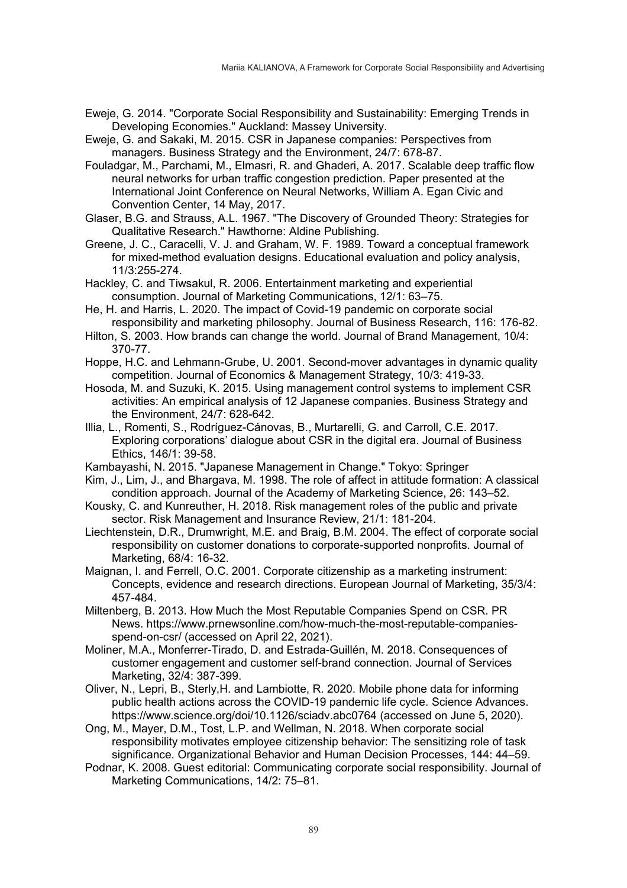Eweje, G. 2014. "Corporate Social Responsibility and Sustainability: Emerging Trends in Developing Economies." Auckland: Massey University.

Eweje, G. and Sakaki, M. 2015. CSR in Japanese companies: Perspectives from managers. Business Strategy and the Environment, 24/7: 678-87.

Fouladgar, M., Parchami, M., Elmasri, R. and Ghaderi, A. 2017. Scalable deep traffic flow neural networks for urban traffic congestion prediction. Paper presented at the International Joint Conference on Neural Networks, William A. Egan Civic and Convention Center, 14 May, 2017.

Glaser, B.G. and Strauss, A.L. 1967. "The Discovery of Grounded Theory: Strategies for Qualitative Research." Hawthorne: Aldine Publishing.

Greene, J. C., Caracelli, V. J. and Graham, W. F. 1989. Toward a conceptual framework for mixed-method evaluation designs. Educational evaluation and policy analysis, 11/3:255-274.

Hackley, C. and Tiwsakul, R. 2006. Entertainment marketing and experiential consumption. Journal of Marketing Communications, 12/1: 63–75.

He, H. and Harris, L. 2020. The impact of Covid-19 pandemic on corporate social responsibility and marketing philosophy. Journal of Business Research, 116: 176-82.

Hilton, S. 2003. How brands can change the world. Journal of Brand Management, 10/4: 370-77.

Hoppe, H.C. and Lehmann-Grube, U. 2001. Second-mover advantages in dynamic quality competition. Journal of Economics & Management Strategy, 10/3: 419-33.

Hosoda, M. and Suzuki, K. 2015. Using management control systems to implement CSR activities: An empirical analysis of 12 Japanese companies. Business Strategy and the Environment, 24/7: 628-642.

Illia, L., Romenti, S., Rodríguez-Cánovas, B., Murtarelli, G. and Carroll, C.E. 2017. Exploring corporations' dialogue about CSR in the digital era. Journal of Business Ethics, 146/1: 39-58.

Kambayashi, N. 2015. "Japanese Management in Change." Tokyo: Springer

Kim, J., Lim, J., and Bhargava, M. 1998. The role of affect in attitude formation: A classical condition approach. Journal of the Academy of Marketing Science, 26: 143–52.

Kousky, C. and Kunreuther, H. 2018. Risk management roles of the public and private sector. Risk Management and Insurance Review, 21/1: 181-204.

Liechtenstein, D.R., Drumwright, M.E. and Braig, B.M. 2004. The effect of corporate social responsibility on customer donations to corporate-supported nonprofits. Journal of Marketing, 68/4: 16-32.

Maignan, I. and Ferrell, O.C. 2001. Corporate citizenship as a marketing instrument: Concepts, evidence and research directions. European Journal of Marketing, 35/3/4: 457-484.

Miltenberg, B. 2013. How Much the Most Reputable Companies Spend on CSR. PR News. https://www.prnewsonline.com/how-much-the-most-reputable-companies-spend-on-csr/ (accessed on April 22, 2021).

Moliner, M.A., Monferrer-Tirado, D. and Estrada-Guillén, M. 2018. Consequences of customer engagement and customer self-brand connection. Journal of Services Marketing, 32/4: 387-399.

Oliver, N., Lepri, B., Sterly,H. and Lambiotte, R. 2020. Mobile phone data for informing public health actions across the COVID-19 pandemic life cycle. Science Advances. https://www.science.org/doi/10.1126/sciadv.abc0764 (accessed on June 5, 2020).

Ong, M., Mayer, D.M., Tost, L.P. and Wellman, N. 2018. When corporate social responsibility motivates employee citizenship behavior: The sensitizing role of task significance. Organizational Behavior and Human Decision Processes, 144: 44–59.

Podnar, K. 2008. Guest editorial: Communicating corporate social responsibility. Journal of Marketing Communications, 14/2: 75–81.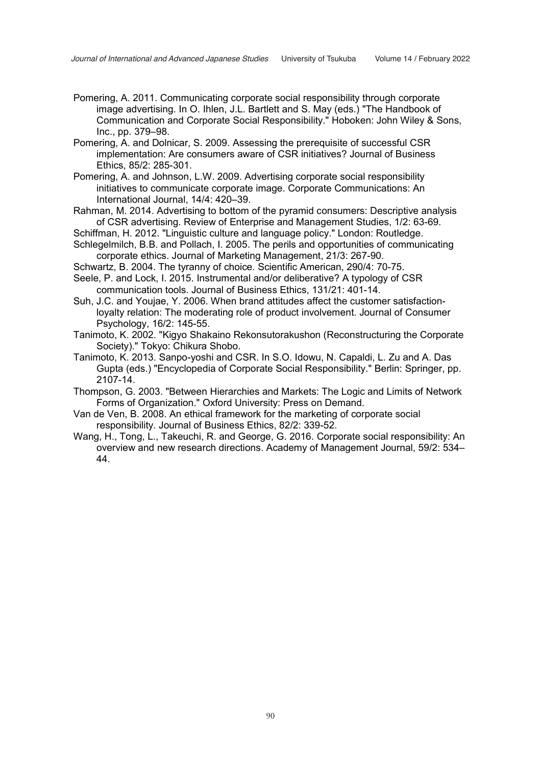Pomering, A. 2011. Communicating corporate social responsibility through corporate image advertising. In O. Ihlen, J.L. Bartlett and S. May (eds.) "The Handbook of Communication and Corporate Social Responsibility." Hoboken: John Wiley & Sons, Inc., pp. 379–98.

Pomering, A. and Dolnicar, S. 2009. Assessing the prerequisite of successful CSR implementation: Are consumers aware of CSR initiatives? Journal of Business Ethics, 85/2: 285-301.

Pomering, A. and Johnson, L.W. 2009. Advertising corporate social responsibility initiatives to communicate corporate image. Corporate Communications: An International Journal, 14/4: 420–39.

Rahman, M. 2014. Advertising to bottom of the pyramid consumers: Descriptive analysis of CSR advertising. Review of Enterprise and Management Studies, 1/2: 63-69.

Schiffman, H. 2012. "Linguistic culture and language policy." London: Routledge.

Schlegelmilch, B.B. and Pollach, I. 2005. The perils and opportunities of communicating corporate ethics. Journal of Marketing Management, 21/3: 267-90.

Schwartz, B. 2004. The tyranny of choice. Scientific American, 290/4: 70-75.

Seele, P. and Lock, I. 2015. Instrumental and/or deliberative? A typology of CSR communication tools. Journal of Business Ethics, 131/21: 401-14.

Suh, J.C. and Youjae, Y. 2006. When brand attitudes affect the customer satisfaction-loyalty relation: The moderating role of product involvement. Journal of Consumer Psychology, 16/2: 145-55.

Tanimoto, K. 2002. "Kigyo Shakaino Rekonsutorakushon (Reconstructuring the Corporate Society)." Tokyo: Chikura Shobo.

Tanimoto, K. 2013. Sanpo-yoshi and CSR. In S.O. Idowu, N. Capaldi, L. Zu and A. Das Gupta (eds.) "Encyclopedia of Corporate Social Responsibility." Berlin: Springer, pp. 2107-14.

Thompson, G. 2003. "Between Hierarchies and Markets: The Logic and Limits of Network Forms of Organization." Oxford University: Press on Demand.

Van de Ven, B. 2008. An ethical framework for the marketing of corporate social responsibility. Journal of Business Ethics, 82/2: 339-52.

Wang, H., Tong, L., Takeuchi, R. and George, G. 2016. Corporate social responsibility: An overview and new research directions. Academy of Management Journal, 59/2: 534–44.